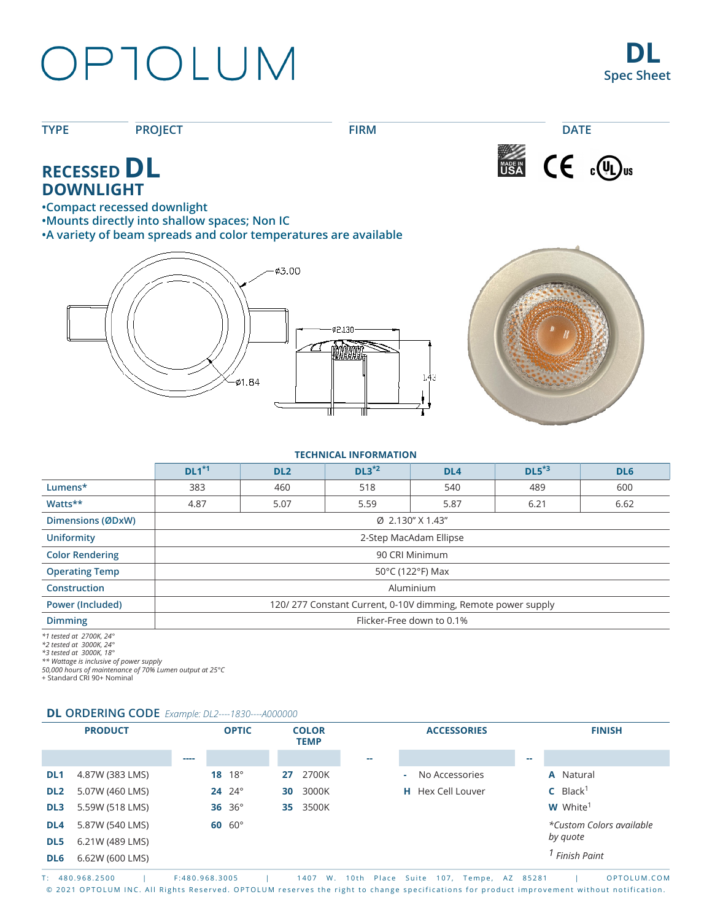# OPTOLUM

**DL**
Spec Sheet

TYPE | PROJECT | FIRM | DATE

## RECESSED DL DOWNLIGHT

•Compact recessed downlight
•Mounts directly into shallow spaces; Non IC
•A variety of beam spreads and color temperatures are available

Ø3.00 Ø1.84 Ø2.130 1.43

### TECHNICAL INFORMATION

| | DL1*1 | DL2 | DL3*2 | DL4 | DL5*3 | DL6 |
|---|---|---|---|---|---|---|
| Lumens* | 383 | 460 | 518 | 540 | 489 | 600 |
| Watts** | 4.87 | 5.07 | 5.59 | 5.87 | 6.21 | 6.62 |
| Dimensions (ØDxW) | Ø 2.130" X 1.43" | | | | | |
| Uniformity | 2-Step MacAdam Ellipse | | | | | |
| Color Rendering | 90 CRI Minimum | | | | | |
| Operating Temp | 50°C (122°F) Max | | | | | |
| Construction | Aluminium | | | | | |
| Power (Included) | 120/ 277 Constant Current, 0-10V dimming, Remote power supply | | | | | |
| Dimming | Flicker-Free down to 0.1% | | | | | |

*1 tested at 2700K, 24°
*2 tested at 3000K, 24°
*3 tested at 3000K, 18°
** Wattage is inclusive of power supply
50,000 hours of maintenance of 70% Lumen output at 25°C
+ Standard CRI 90+ Nominal

### DL ORDERING CODE *Example: DL2----1830----A000000*

| PRODUCT | | OPTIC | COLOR TEMP | | ACCESSORIES | | FINISH |
|---|---|---|---|---|---|---|---|
| | ---- | | | -- | | -- | |
| **DL1** 4.87W (383 LMS) | | **18** 18° | **27** 2700K | | **-** No Accessories | | **A** Natural |
| **DL2** 5.07W (460 LMS) | | **24** 24° | **30** 3000K | | **H** Hex Cell Louver | | **C** Black[1] |
| **DL3** 5.59W (518 LMS) | | **36** 36° | **35** 3500K | | | | **W** White[1] |
| **DL4** 5.87W (540 LMS) | | **60** 60° | | | | | *\*Custom Colors available by quote* |
| **DL5** 6.21W (489 LMS) | | | | | | | |
| **DL6** 6.62W (600 LMS) | | | | | | | *1 Finish Paint* |

T: 480.968.2500 | F:480.968.3005 | 1407 W. 10th Place Suite 107, Tempe, AZ 85281 | OPTOLUM.COM
© 2021 OPTOLUM INC. All Rights Reserved. OPTOLUM reserves the right to change specifications for product improvement without notification.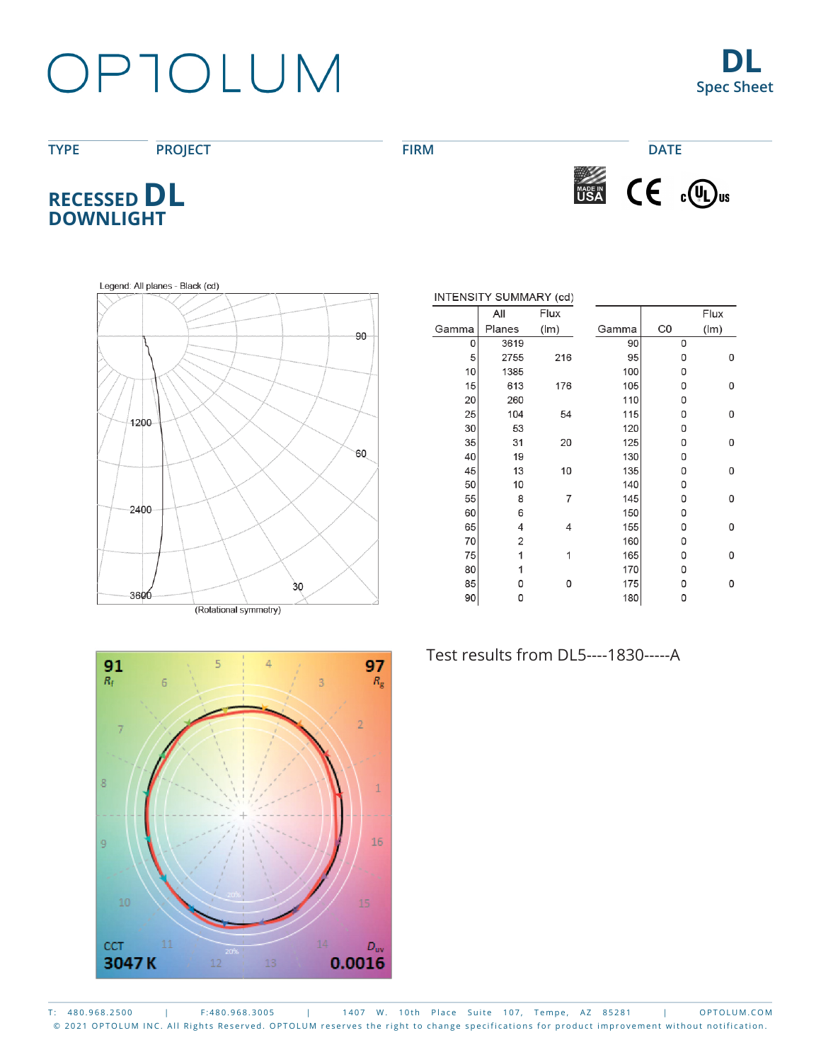# OPTOLUM

**DL**
Spec Sheet

TYPE | PROJECT | FIRM | DATE

## RECESSED DL DOWNLIGHT

Legend: All planes - Black (cd)

90
1200
60
2400
30
3600

(Rotational symmetry)

INTENSITY SUMMARY (cd)

| Gamma | All Planes | Flux (lm) | Gamma | C0 | Flux (lm) |
|---|---|---|---|---|---|
| 0 | 3619 | | 90 | 0 | |
| 5 | 2755 | 216 | 95 | 0 | 0 |
| 10 | 1385 | | 100 | 0 | |
| 15 | 613 | 176 | 105 | 0 | 0 |
| 20 | 260 | | 110 | 0 | |
| 25 | 104 | 54 | 115 | 0 | 0 |
| 30 | 53 | | 120 | 0 | |
| 35 | 31 | 20 | 125 | 0 | 0 |
| 40 | 19 | | 130 | 0 | |
| 45 | 13 | 10 | 135 | 0 | 0 |
| 50 | 10 | | 140 | 0 | |
| 55 | 8 | 7 | 145 | 0 | 0 |
| 60 | 6 | | 150 | 0 | |
| 65 | 4 | 4 | 155 | 0 | 0 |
| 70 | 2 | | 160 | 0 | |
| 75 | 1 | 1 | 165 | 0 | 0 |
| 80 | 1 | | 170 | 0 | |
| 85 | 0 | 0 | 175 | 0 | 0 |
| 90 | 0 | | 180 | 0 | |

91
$R_f$
97
$R_g$
CCT
3047 K
$D_{uv}$
0.0016

Test results from DL5----1830-----A

T: 480.968.2500 | F:480.968.3005 | 1407 W. 10th Place Suite 107, Tempe, AZ 85281 | OPTOLUM.COM
© 2021 OPTOLUM INC. All Rights Reserved. OPTOLUM reserves the right to change specifications for product improvement without notification.